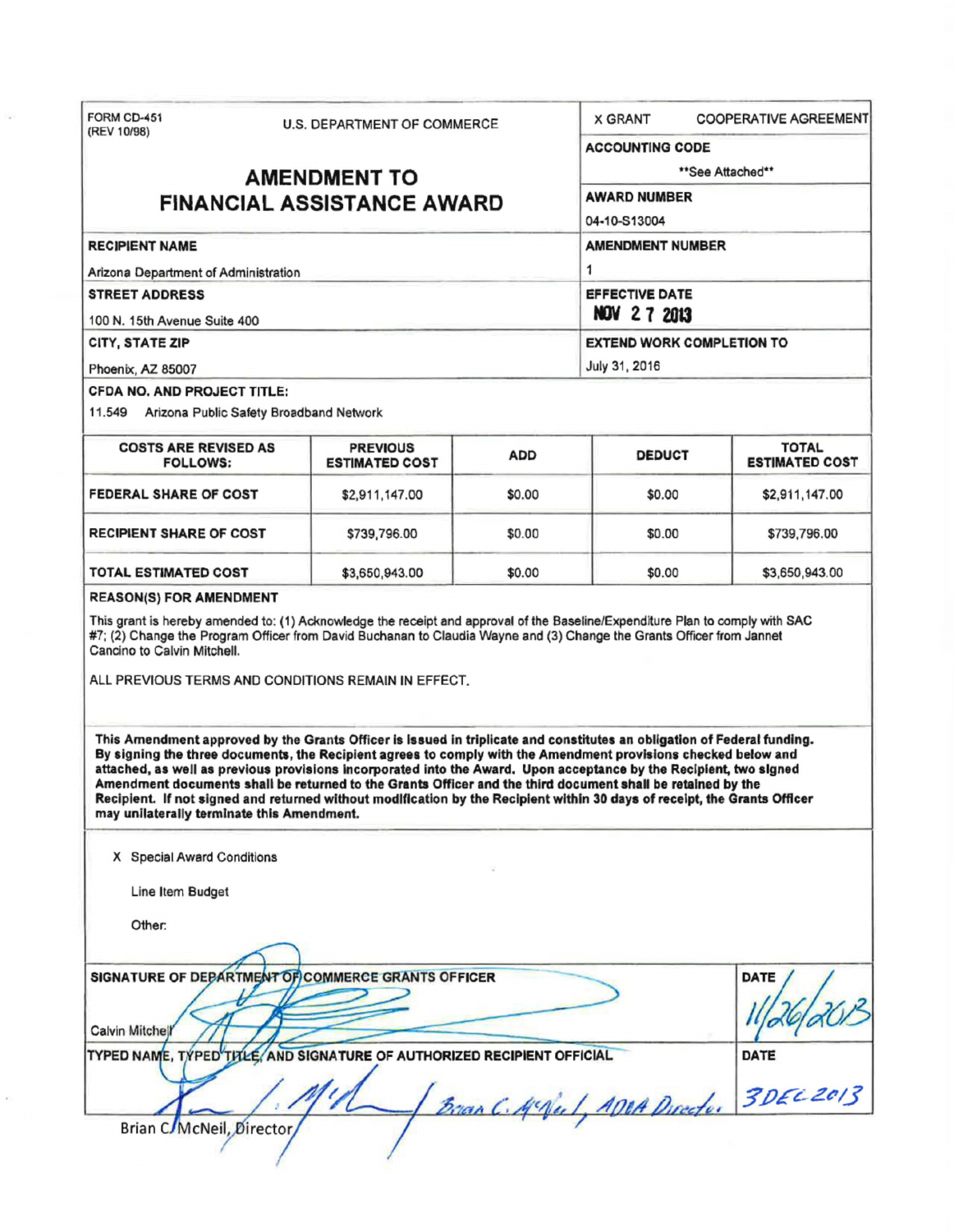FORM CD-451
(REV 10/98)

U.S. DEPARTMENT OF COMMERCE

# AMENDMENT TO FINANCIAL ASSISTANCE AWARD

X GRANT &nbsp;&nbsp;&nbsp; COOPERATIVE AGREEMENT

**ACCOUNTING CODE**

**See Attached**

**AWARD NUMBER**

04-10-S13004

**RECIPIENT NAME**

Arizona Department of Administration

**AMENDMENT NUMBER**

1

**STREET ADDRESS**

100 N. 15th Avenue Suite 400

**EFFECTIVE DATE**

NOV 27 2013

**CITY, STATE ZIP**

Phoenix, AZ 85007

**EXTEND WORK COMPLETION TO**

July 31, 2016

**CFDA NO. AND PROJECT TITLE:**

11.549 Arizona Public Safety Broadband Network

| COSTS ARE REVISED AS FOLLOWS: | PREVIOUS ESTIMATED COST | ADD | DEDUCT | TOTAL ESTIMATED COST |
|---|---|---|---|---|
| FEDERAL SHARE OF COST | $2,911,147.00 | $0.00 | $0.00 | $2,911,147.00 |
| RECIPIENT SHARE OF COST | $739,796.00 | $0.00 | $0.00 | $739,796.00 |
| TOTAL ESTIMATED COST | $3,650,943.00 | $0.00 | $0.00 | $3,650,943.00 |

**REASON(S) FOR AMENDMENT**

This grant is hereby amended to: (1) Acknowledge the receipt and approval of the Baseline/Expenditure Plan to comply with SAC #7; (2) Change the Program Officer from David Buchanan to Claudia Wayne and (3) Change the Grants Officer from Jannet Cancino to Calvin Mitchell.

ALL PREVIOUS TERMS AND CONDITIONS REMAIN IN EFFECT.

**This Amendment approved by the Grants Officer is issued in triplicate and constitutes an obligation of Federal funding. By signing the three documents, the Recipient agrees to comply with the Amendment provisions checked below and attached, as well as previous provisions incorporated into the Award. Upon acceptance by the Recipient, two signed Amendment documents shall be returned to the Grants Officer and the third document shall be retained by the Recipient. If not signed and returned without modification by the Recipient within 30 days of receipt, the Grants Officer may unilaterally terminate this Amendment.**

X Special Award Conditions

Line Item Budget

Other:

**SIGNATURE OF DEPARTMENT OF COMMERCE GRANTS OFFICER**

Calvin Mitchell

**DATE**

11/26/2013

**TYPED NAME, TYPED TITLE, AND SIGNATURE OF AUTHORIZED RECIPIENT OFFICIAL**

Brian C. McNeil, ADOA Director

Brian C. McNeil, Director

**DATE**

3 DEC 2013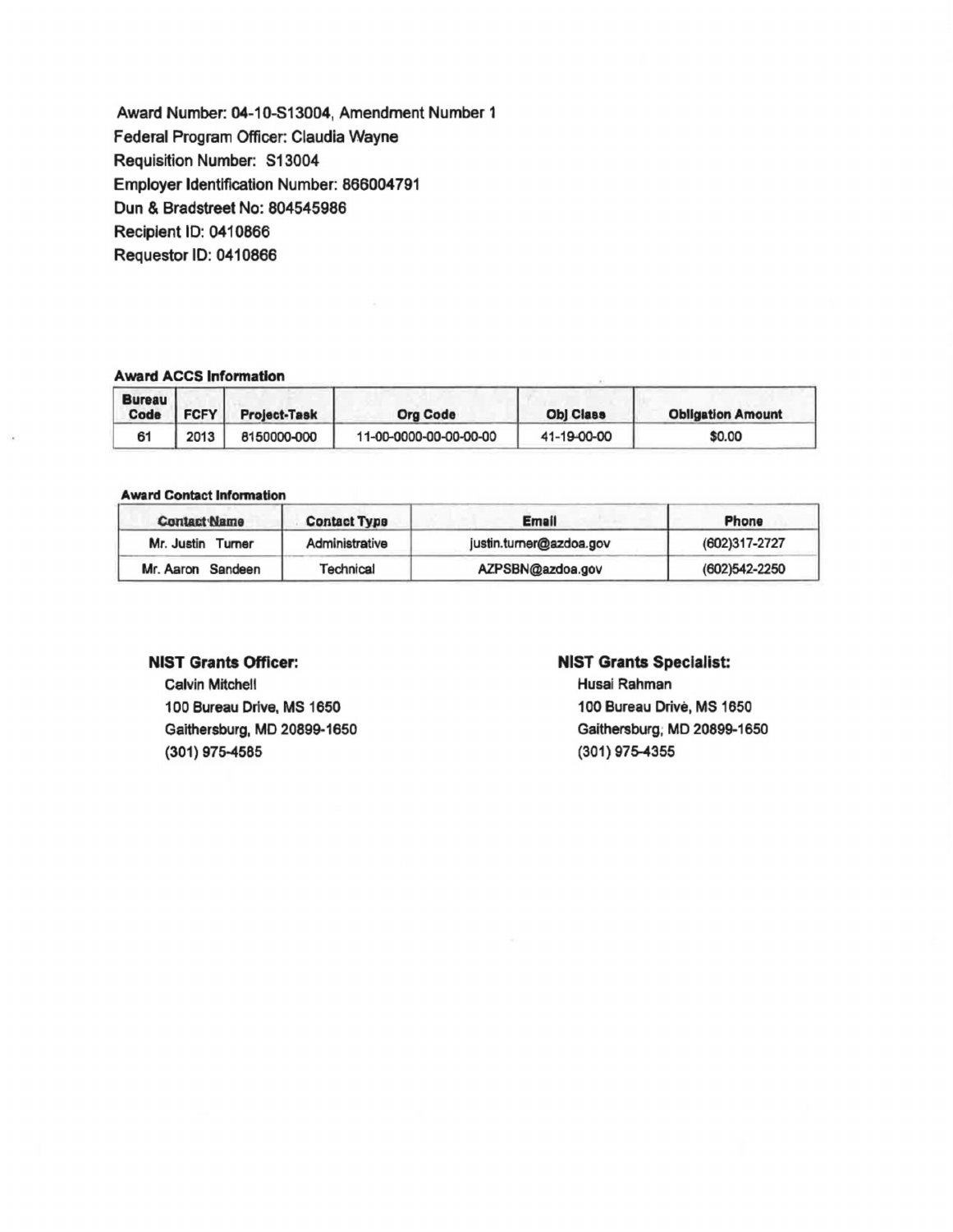Award Number: 04-10-S13004, Amendment Number 1
Federal Program Officer: Claudia Wayne
Requisition Number: S13004
Employer Identification Number: 866004791
Dun & Bradstreet No: 804545986
Recipient ID: 0410866
Requestor ID: 0410866

**Award ACCS Information**

| Bureau Code | FCFY | Project-Task | Org Code | Obj Class | Obligation Amount |
|---|---|---|---|---|---|
| 61 | 2013 | 8150000-000 | 11-00-0000-00-00-00-00 | 41-19-00-00 | $0.00 |

**Award Contact Information**

| Contact Name | Contact Type | Email | Phone |
|---|---|---|---|
| Mr. Justin Turner | Administrative | justin.turner@azdoa.gov | (602)317-2727 |
| Mr. Aaron Sandeen | Technical | AZPSBN@azdoa.gov | (602)542-2250 |

**NIST Grants Officer:**

Calvin Mitchell
100 Bureau Drive, MS 1650
Gaithersburg, MD 20899-1650
(301) 975-4585

**NIST Grants Specialist:**

Husai Rahman
100 Bureau Drive, MS 1650
Gaithersburg, MD 20899-1650
(301) 975-4355